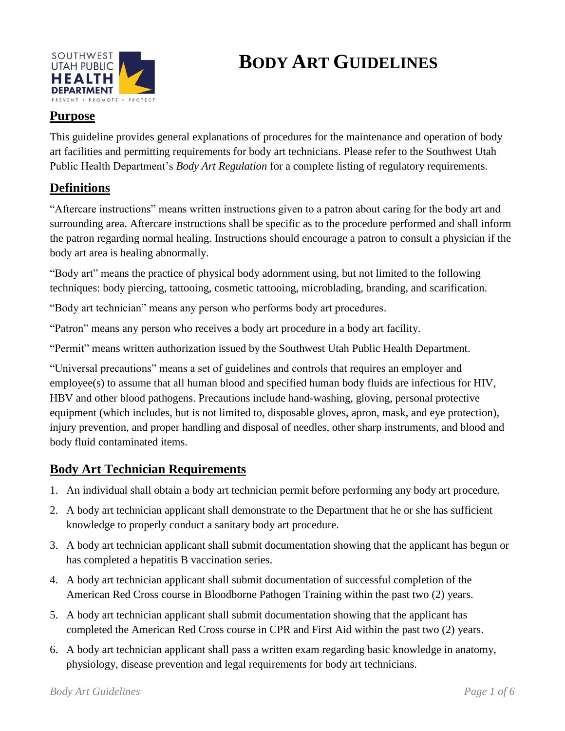# BODY ART GUIDELINES

## Purpose

This guideline provides general explanations of procedures for the maintenance and operation of body art facilities and permitting requirements for body art technicians. Please refer to the Southwest Utah Public Health Department's *Body Art Regulation* for a complete listing of regulatory requirements.

## Definitions

"Aftercare instructions" means written instructions given to a patron about caring for the body art and surrounding area. Aftercare instructions shall be specific as to the procedure performed and shall inform the patron regarding normal healing. Instructions should encourage a patron to consult a physician if the body art area is healing abnormally.

"Body art" means the practice of physical body adornment using, but not limited to the following techniques: body piercing, tattooing, cosmetic tattooing, microblading, branding, and scarification.

"Body art technician" means any person who performs body art procedures.

"Patron" means any person who receives a body art procedure in a body art facility.

"Permit" means written authorization issued by the Southwest Utah Public Health Department.

"Universal precautions" means a set of guidelines and controls that requires an employer and employee(s) to assume that all human blood and specified human body fluids are infectious for HIV, HBV and other blood pathogens. Precautions include hand-washing, gloving, personal protective equipment (which includes, but is not limited to, disposable gloves, apron, mask, and eye protection), injury prevention, and proper handling and disposal of needles, other sharp instruments, and blood and body fluid contaminated items.

## Body Art Technician Requirements

1. An individual shall obtain a body art technician permit before performing any body art procedure.
2. A body art technician applicant shall demonstrate to the Department that he or she has sufficient knowledge to properly conduct a sanitary body art procedure.
3. A body art technician applicant shall submit documentation showing that the applicant has begun or has completed a hepatitis B vaccination series.
4. A body art technician applicant shall submit documentation of successful completion of the American Red Cross course in Bloodborne Pathogen Training within the past two (2) years.
5. A body art technician applicant shall submit documentation showing that the applicant has completed the American Red Cross course in CPR and First Aid within the past two (2) years.
6. A body art technician applicant shall pass a written exam regarding basic knowledge in anatomy, physiology, disease prevention and legal requirements for body art technicians.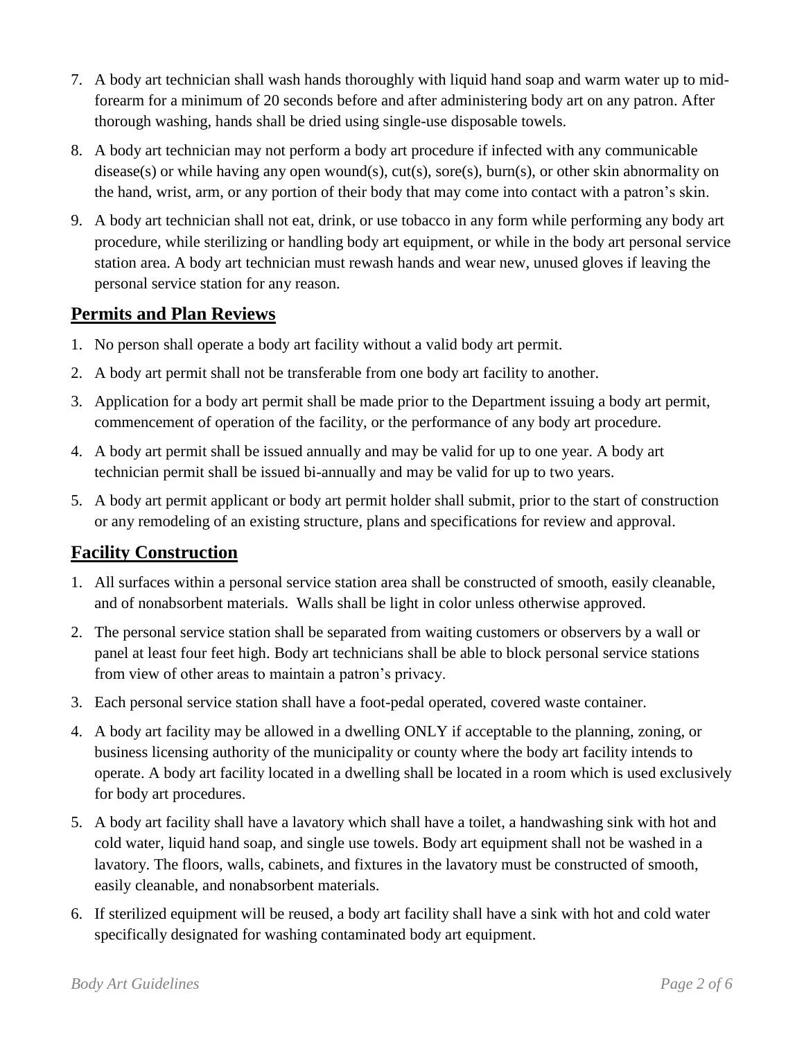7. A body art technician shall wash hands thoroughly with liquid hand soap and warm water up to mid-forearm for a minimum of 20 seconds before and after administering body art on any patron. After thorough washing, hands shall be dried using single-use disposable towels.
8. A body art technician may not perform a body art procedure if infected with any communicable disease(s) or while having any open wound(s), cut(s), sore(s), burn(s), or other skin abnormality on the hand, wrist, arm, or any portion of their body that may come into contact with a patron's skin.
9. A body art technician shall not eat, drink, or use tobacco in any form while performing any body art procedure, while sterilizing or handling body art equipment, or while in the body art personal service station area. A body art technician must rewash hands and wear new, unused gloves if leaving the personal service station for any reason.

## Permits and Plan Reviews

1. No person shall operate a body art facility without a valid body art permit.
2. A body art permit shall not be transferable from one body art facility to another.
3. Application for a body art permit shall be made prior to the Department issuing a body art permit, commencement of operation of the facility, or the performance of any body art procedure.
4. A body art permit shall be issued annually and may be valid for up to one year. A body art technician permit shall be issued bi-annually and may be valid for up to two years.
5. A body art permit applicant or body art permit holder shall submit, prior to the start of construction or any remodeling of an existing structure, plans and specifications for review and approval.

## Facility Construction

1. All surfaces within a personal service station area shall be constructed of smooth, easily cleanable, and of nonabsorbent materials. Walls shall be light in color unless otherwise approved.
2. The personal service station shall be separated from waiting customers or observers by a wall or panel at least four feet high. Body art technicians shall be able to block personal service stations from view of other areas to maintain a patron's privacy.
3. Each personal service station shall have a foot-pedal operated, covered waste container.
4. A body art facility may be allowed in a dwelling ONLY if acceptable to the planning, zoning, or business licensing authority of the municipality or county where the body art facility intends to operate. A body art facility located in a dwelling shall be located in a room which is used exclusively for body art procedures.
5. A body art facility shall have a lavatory which shall have a toilet, a handwashing sink with hot and cold water, liquid hand soap, and single use towels. Body art equipment shall not be washed in a lavatory. The floors, walls, cabinets, and fixtures in the lavatory must be constructed of smooth, easily cleanable, and nonabsorbent materials.
6. If sterilized equipment will be reused, a body art facility shall have a sink with hot and cold water specifically designated for washing contaminated body art equipment.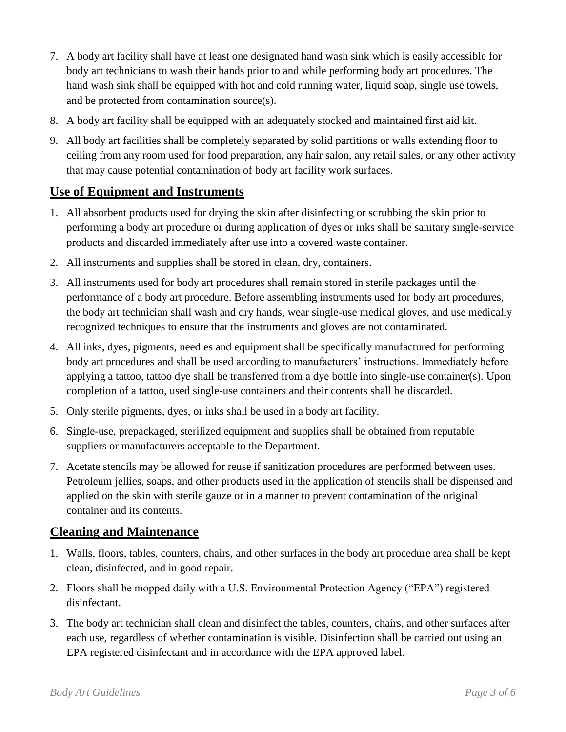7. A body art facility shall have at least one designated hand wash sink which is easily accessible for body art technicians to wash their hands prior to and while performing body art procedures. The hand wash sink shall be equipped with hot and cold running water, liquid soap, single use towels, and be protected from contamination source(s).
8. A body art facility shall be equipped with an adequately stocked and maintained first aid kit.
9. All body art facilities shall be completely separated by solid partitions or walls extending floor to ceiling from any room used for food preparation, any hair salon, any retail sales, or any other activity that may cause potential contamination of body art facility work surfaces.

## Use of Equipment and Instruments

1. All absorbent products used for drying the skin after disinfecting or scrubbing the skin prior to performing a body art procedure or during application of dyes or inks shall be sanitary single-service products and discarded immediately after use into a covered waste container.
2. All instruments and supplies shall be stored in clean, dry, containers.
3. All instruments used for body art procedures shall remain stored in sterile packages until the performance of a body art procedure. Before assembling instruments used for body art procedures, the body art technician shall wash and dry hands, wear single-use medical gloves, and use medically recognized techniques to ensure that the instruments and gloves are not contaminated.
4. All inks, dyes, pigments, needles and equipment shall be specifically manufactured for performing body art procedures and shall be used according to manufacturers' instructions. Immediately before applying a tattoo, tattoo dye shall be transferred from a dye bottle into single-use container(s). Upon completion of a tattoo, used single-use containers and their contents shall be discarded.
5. Only sterile pigments, dyes, or inks shall be used in a body art facility.
6. Single-use, prepackaged, sterilized equipment and supplies shall be obtained from reputable suppliers or manufacturers acceptable to the Department.
7. Acetate stencils may be allowed for reuse if sanitization procedures are performed between uses. Petroleum jellies, soaps, and other products used in the application of stencils shall be dispensed and applied on the skin with sterile gauze or in a manner to prevent contamination of the original container and its contents.

## Cleaning and Maintenance

1. Walls, floors, tables, counters, chairs, and other surfaces in the body art procedure area shall be kept clean, disinfected, and in good repair.
2. Floors shall be mopped daily with a U.S. Environmental Protection Agency ("EPA") registered disinfectant.
3. The body art technician shall clean and disinfect the tables, counters, chairs, and other surfaces after each use, regardless of whether contamination is visible. Disinfection shall be carried out using an EPA registered disinfectant and in accordance with the EPA approved label.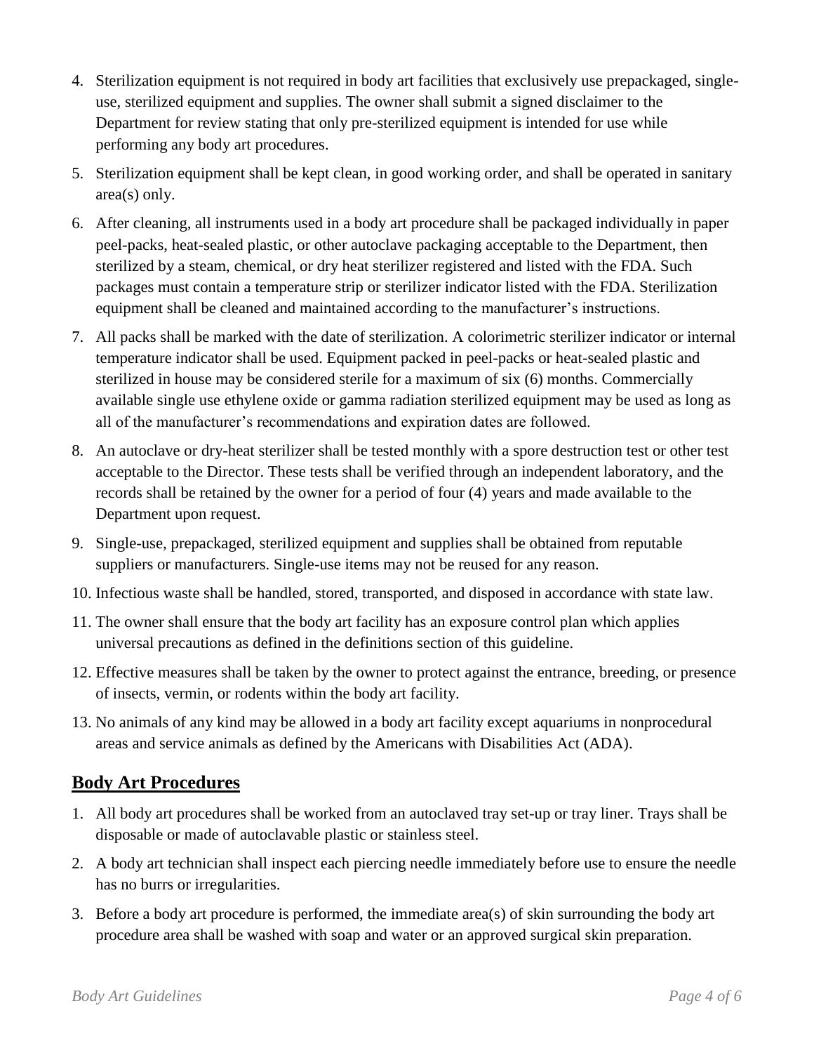4. Sterilization equipment is not required in body art facilities that exclusively use prepackaged, single-use, sterilized equipment and supplies. The owner shall submit a signed disclaimer to the Department for review stating that only pre-sterilized equipment is intended for use while performing any body art procedures.
5. Sterilization equipment shall be kept clean, in good working order, and shall be operated in sanitary area(s) only.
6. After cleaning, all instruments used in a body art procedure shall be packaged individually in paper peel-packs, heat-sealed plastic, or other autoclave packaging acceptable to the Department, then sterilized by a steam, chemical, or dry heat sterilizer registered and listed with the FDA. Such packages must contain a temperature strip or sterilizer indicator listed with the FDA. Sterilization equipment shall be cleaned and maintained according to the manufacturer's instructions.
7. All packs shall be marked with the date of sterilization. A colorimetric sterilizer indicator or internal temperature indicator shall be used. Equipment packed in peel-packs or heat-sealed plastic and sterilized in house may be considered sterile for a maximum of six (6) months. Commercially available single use ethylene oxide or gamma radiation sterilized equipment may be used as long as all of the manufacturer's recommendations and expiration dates are followed.
8. An autoclave or dry-heat sterilizer shall be tested monthly with a spore destruction test or other test acceptable to the Director. These tests shall be verified through an independent laboratory, and the records shall be retained by the owner for a period of four (4) years and made available to the Department upon request.
9. Single-use, prepackaged, sterilized equipment and supplies shall be obtained from reputable suppliers or manufacturers. Single-use items may not be reused for any reason.
10. Infectious waste shall be handled, stored, transported, and disposed in accordance with state law.
11. The owner shall ensure that the body art facility has an exposure control plan which applies universal precautions as defined in the definitions section of this guideline.
12. Effective measures shall be taken by the owner to protect against the entrance, breeding, or presence of insects, vermin, or rodents within the body art facility.
13. No animals of any kind may be allowed in a body art facility except aquariums in nonprocedural areas and service animals as defined by the Americans with Disabilities Act (ADA).

## Body Art Procedures

1. All body art procedures shall be worked from an autoclaved tray set-up or tray liner. Trays shall be disposable or made of autoclavable plastic or stainless steel.
2. A body art technician shall inspect each piercing needle immediately before use to ensure the needle has no burrs or irregularities.
3. Before a body art procedure is performed, the immediate area(s) of skin surrounding the body art procedure area shall be washed with soap and water or an approved surgical skin preparation.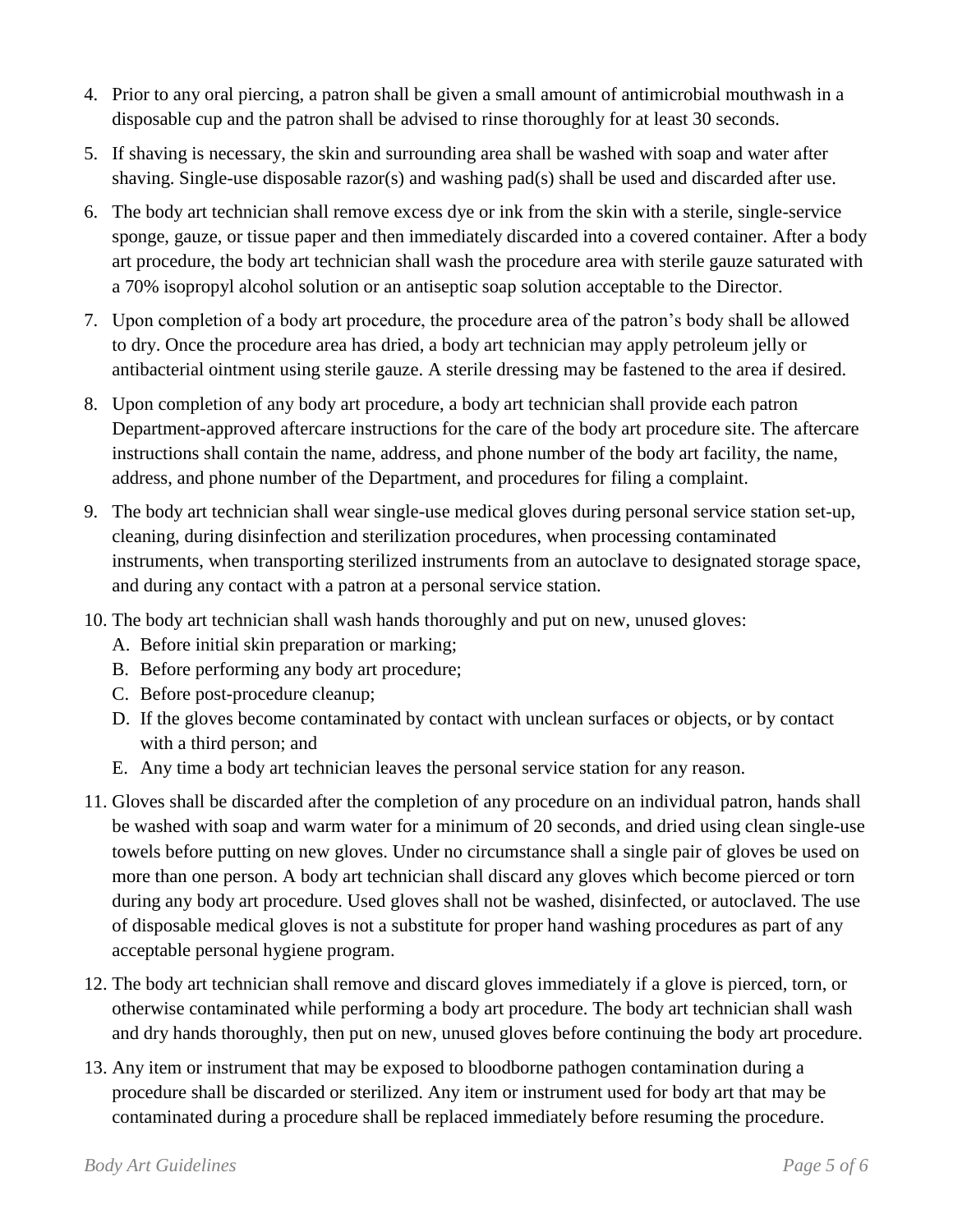4. Prior to any oral piercing, a patron shall be given a small amount of antimicrobial mouthwash in a disposable cup and the patron shall be advised to rinse thoroughly for at least 30 seconds.
5. If shaving is necessary, the skin and surrounding area shall be washed with soap and water after shaving. Single-use disposable razor(s) and washing pad(s) shall be used and discarded after use.
6. The body art technician shall remove excess dye or ink from the skin with a sterile, single-service sponge, gauze, or tissue paper and then immediately discarded into a covered container. After a body art procedure, the body art technician shall wash the procedure area with sterile gauze saturated with a 70% isopropyl alcohol solution or an antiseptic soap solution acceptable to the Director.
7. Upon completion of a body art procedure, the procedure area of the patron's body shall be allowed to dry. Once the procedure area has dried, a body art technician may apply petroleum jelly or antibacterial ointment using sterile gauze. A sterile dressing may be fastened to the area if desired.
8. Upon completion of any body art procedure, a body art technician shall provide each patron Department-approved aftercare instructions for the care of the body art procedure site. The aftercare instructions shall contain the name, address, and phone number of the body art facility, the name, address, and phone number of the Department, and procedures for filing a complaint.
9. The body art technician shall wear single-use medical gloves during personal service station set-up, cleaning, during disinfection and sterilization procedures, when processing contaminated instruments, when transporting sterilized instruments from an autoclave to designated storage space, and during any contact with a patron at a personal service station.
10. The body art technician shall wash hands thoroughly and put on new, unused gloves:
    A. Before initial skin preparation or marking;
    B. Before performing any body art procedure;
    C. Before post-procedure cleanup;
    D. If the gloves become contaminated by contact with unclean surfaces or objects, or by contact with a third person; and
    E. Any time a body art technician leaves the personal service station for any reason.
11. Gloves shall be discarded after the completion of any procedure on an individual patron, hands shall be washed with soap and warm water for a minimum of 20 seconds, and dried using clean single-use towels before putting on new gloves. Under no circumstance shall a single pair of gloves be used on more than one person. A body art technician shall discard any gloves which become pierced or torn during any body art procedure. Used gloves shall not be washed, disinfected, or autoclaved. The use of disposable medical gloves is not a substitute for proper hand washing procedures as part of any acceptable personal hygiene program.
12. The body art technician shall remove and discard gloves immediately if a glove is pierced, torn, or otherwise contaminated while performing a body art procedure. The body art technician shall wash and dry hands thoroughly, then put on new, unused gloves before continuing the body art procedure.
13. Any item or instrument that may be exposed to bloodborne pathogen contamination during a procedure shall be discarded or sterilized. Any item or instrument used for body art that may be contaminated during a procedure shall be replaced immediately before resuming the procedure.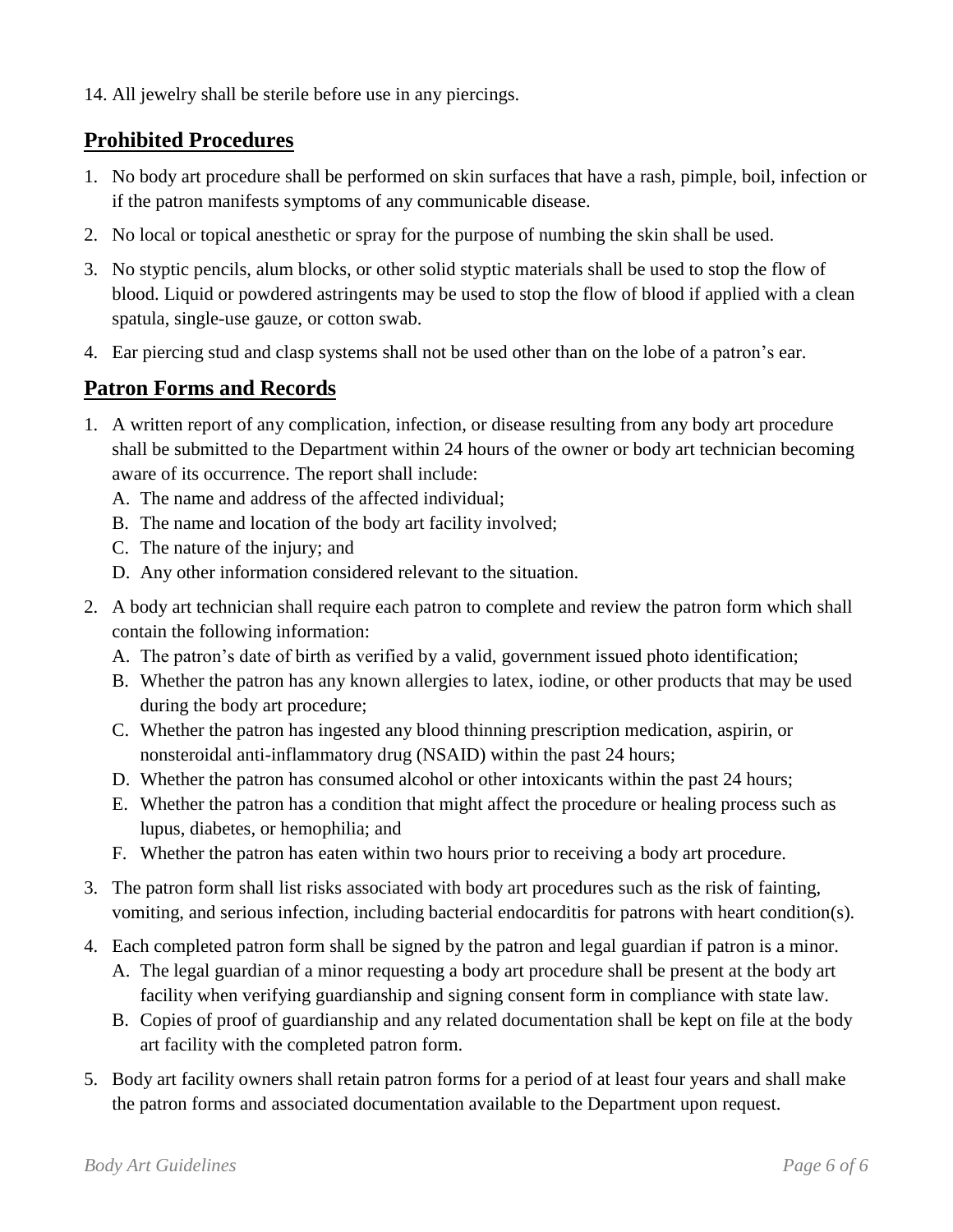14. All jewelry shall be sterile before use in any piercings.

## Prohibited Procedures

1. No body art procedure shall be performed on skin surfaces that have a rash, pimple, boil, infection or if the patron manifests symptoms of any communicable disease.
2. No local or topical anesthetic or spray for the purpose of numbing the skin shall be used.
3. No styptic pencils, alum blocks, or other solid styptic materials shall be used to stop the flow of blood. Liquid or powdered astringents may be used to stop the flow of blood if applied with a clean spatula, single-use gauze, or cotton swab.
4. Ear piercing stud and clasp systems shall not be used other than on the lobe of a patron's ear.

## Patron Forms and Records

1. A written report of any complication, infection, or disease resulting from any body art procedure shall be submitted to the Department within 24 hours of the owner or body art technician becoming aware of its occurrence. The report shall include:
   A. The name and address of the affected individual;
   B. The name and location of the body art facility involved;
   C. The nature of the injury; and
   D. Any other information considered relevant to the situation.
2. A body art technician shall require each patron to complete and review the patron form which shall contain the following information:
   A. The patron's date of birth as verified by a valid, government issued photo identification;
   B. Whether the patron has any known allergies to latex, iodine, or other products that may be used during the body art procedure;
   C. Whether the patron has ingested any blood thinning prescription medication, aspirin, or nonsteroidal anti-inflammatory drug (NSAID) within the past 24 hours;
   D. Whether the patron has consumed alcohol or other intoxicants within the past 24 hours;
   E. Whether the patron has a condition that might affect the procedure or healing process such as lupus, diabetes, or hemophilia; and
   F. Whether the patron has eaten within two hours prior to receiving a body art procedure.
3. The patron form shall list risks associated with body art procedures such as the risk of fainting, vomiting, and serious infection, including bacterial endocarditis for patrons with heart condition(s).
4. Each completed patron form shall be signed by the patron and legal guardian if patron is a minor.
   A. The legal guardian of a minor requesting a body art procedure shall be present at the body art facility when verifying guardianship and signing consent form in compliance with state law.
   B. Copies of proof of guardianship and any related documentation shall be kept on file at the body art facility with the completed patron form.
5. Body art facility owners shall retain patron forms for a period of at least four years and shall make the patron forms and associated documentation available to the Department upon request.